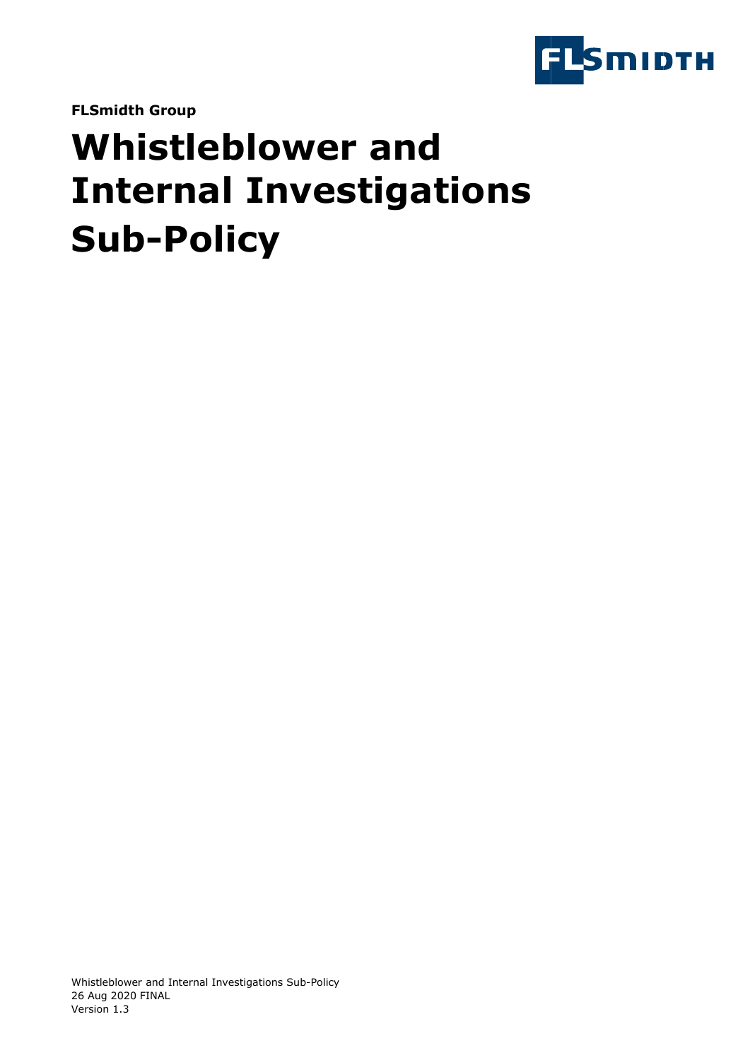**FLSmidth Group**

# Whistleblower and Internal Investigations Sub-Policy

Whistleblower and Internal Investigations Sub-Policy
26 Aug 2020 FINAL
Version 1.3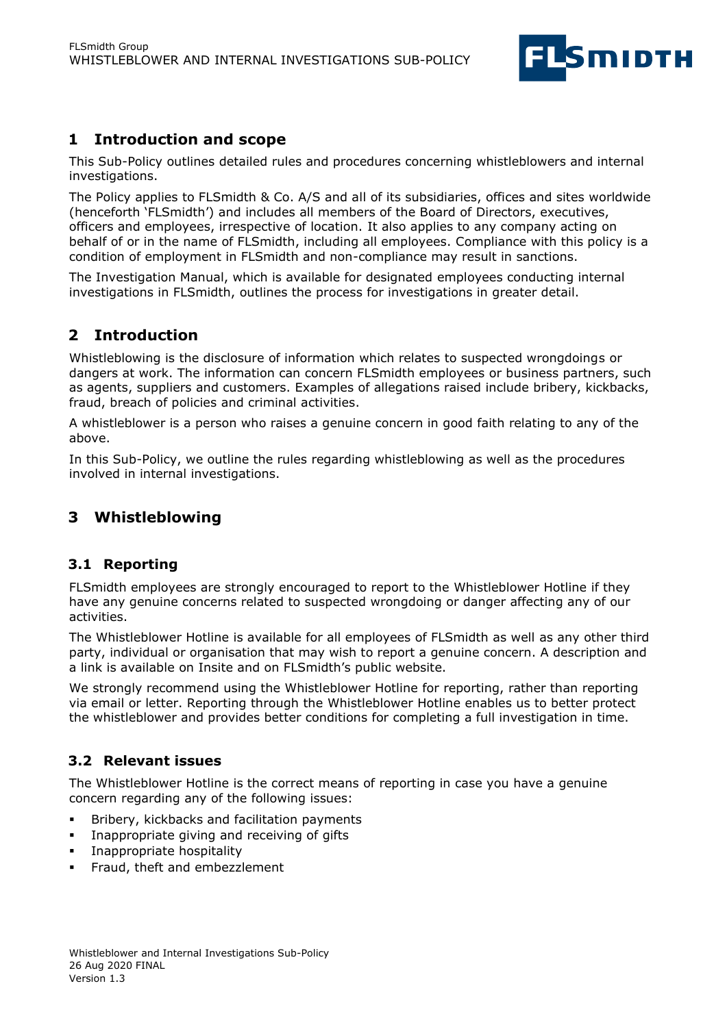## 1 Introduction and scope

This Sub-Policy outlines detailed rules and procedures concerning whistleblowers and internal investigations.

The Policy applies to FLSmidth & Co. A/S and all of its subsidiaries, offices and sites worldwide (henceforth 'FLSmidth') and includes all members of the Board of Directors, executives, officers and employees, irrespective of location. It also applies to any company acting on behalf of or in the name of FLSmidth, including all employees. Compliance with this policy is a condition of employment in FLSmidth and non-compliance may result in sanctions.

The Investigation Manual, which is available for designated employees conducting internal investigations in FLSmidth, outlines the process for investigations in greater detail.

## 2 Introduction

Whistleblowing is the disclosure of information which relates to suspected wrongdoings or dangers at work. The information can concern FLSmidth employees or business partners, such as agents, suppliers and customers. Examples of allegations raised include bribery, kickbacks, fraud, breach of policies and criminal activities.

A whistleblower is a person who raises a genuine concern in good faith relating to any of the above.

In this Sub-Policy, we outline the rules regarding whistleblowing as well as the procedures involved in internal investigations.

## 3 Whistleblowing

### 3.1 Reporting

FLSmidth employees are strongly encouraged to report to the Whistleblower Hotline if they have any genuine concerns related to suspected wrongdoing or danger affecting any of our activities.

The Whistleblower Hotline is available for all employees of FLSmidth as well as any other third party, individual or organisation that may wish to report a genuine concern. A description and a link is available on Insite and on FLSmidth's public website.

We strongly recommend using the Whistleblower Hotline for reporting, rather than reporting via email or letter. Reporting through the Whistleblower Hotline enables us to better protect the whistleblower and provides better conditions for completing a full investigation in time.

### 3.2 Relevant issues

The Whistleblower Hotline is the correct means of reporting in case you have a genuine concern regarding any of the following issues:

- Bribery, kickbacks and facilitation payments
- Inappropriate giving and receiving of gifts
- Inappropriate hospitality
- Fraud, theft and embezzlement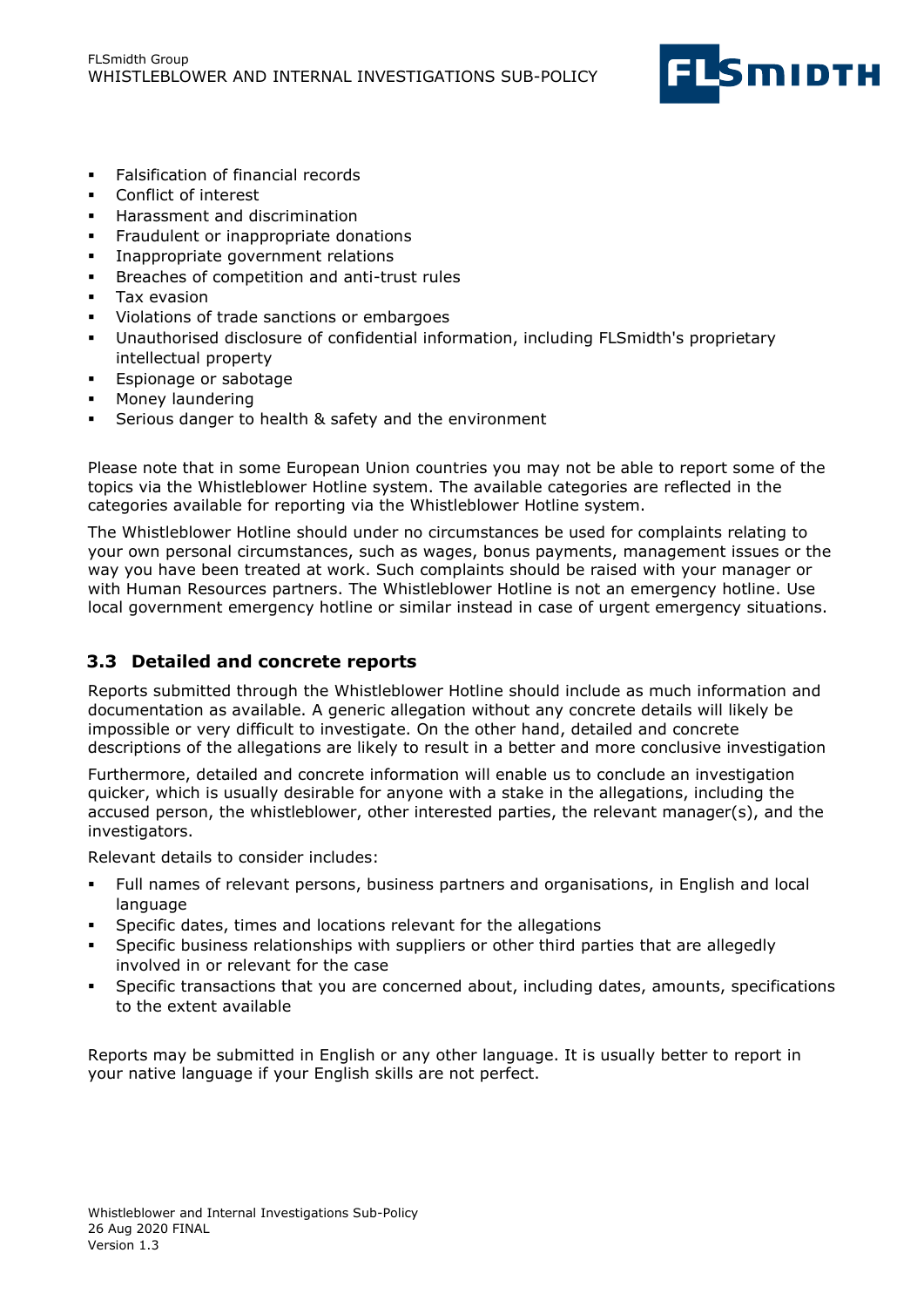- Falsification of financial records
- Conflict of interest
- Harassment and discrimination
- Fraudulent or inappropriate donations
- Inappropriate government relations
- Breaches of competition and anti-trust rules
- Tax evasion
- Violations of trade sanctions or embargoes
- Unauthorised disclosure of confidential information, including FLSmidth's proprietary intellectual property
- Espionage or sabotage
- Money laundering
- Serious danger to health & safety and the environment

Please note that in some European Union countries you may not be able to report some of the topics via the Whistleblower Hotline system. The available categories are reflected in the categories available for reporting via the Whistleblower Hotline system.

The Whistleblower Hotline should under no circumstances be used for complaints relating to your own personal circumstances, such as wages, bonus payments, management issues or the way you have been treated at work. Such complaints should be raised with your manager or with Human Resources partners. The Whistleblower Hotline is not an emergency hotline. Use local government emergency hotline or similar instead in case of urgent emergency situations.

### 3.3 Detailed and concrete reports

Reports submitted through the Whistleblower Hotline should include as much information and documentation as available. A generic allegation without any concrete details will likely be impossible or very difficult to investigate. On the other hand, detailed and concrete descriptions of the allegations are likely to result in a better and more conclusive investigation

Furthermore, detailed and concrete information will enable us to conclude an investigation quicker, which is usually desirable for anyone with a stake in the allegations, including the accused person, the whistleblower, other interested parties, the relevant manager(s), and the investigators.

Relevant details to consider includes:

- Full names of relevant persons, business partners and organisations, in English and local language
- Specific dates, times and locations relevant for the allegations
- Specific business relationships with suppliers or other third parties that are allegedly involved in or relevant for the case
- Specific transactions that you are concerned about, including dates, amounts, specifications to the extent available

Reports may be submitted in English or any other language. It is usually better to report in your native language if your English skills are not perfect.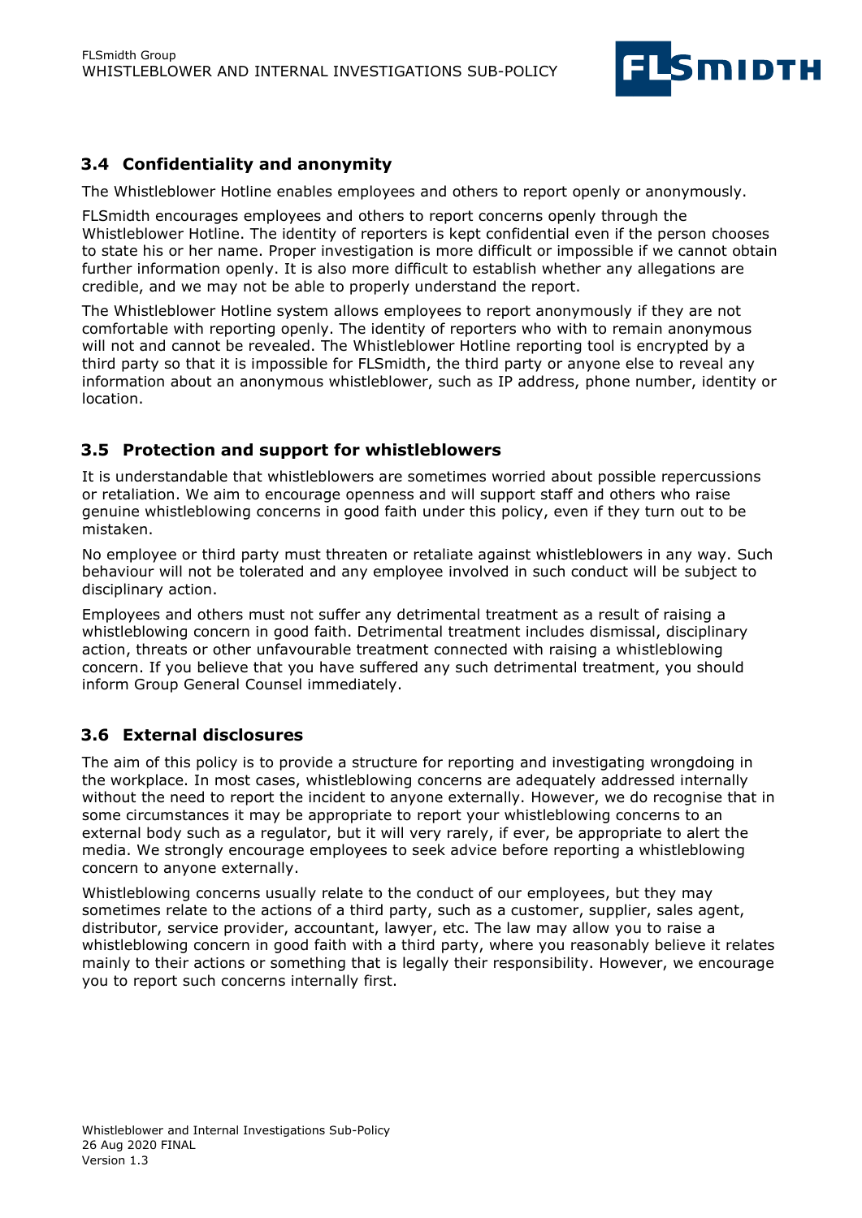### 3.4 Confidentiality and anonymity

The Whistleblower Hotline enables employees and others to report openly or anonymously.

FLSmidth encourages employees and others to report concerns openly through the Whistleblower Hotline. The identity of reporters is kept confidential even if the person chooses to state his or her name. Proper investigation is more difficult or impossible if we cannot obtain further information openly. It is also more difficult to establish whether any allegations are credible, and we may not be able to properly understand the report.

The Whistleblower Hotline system allows employees to report anonymously if they are not comfortable with reporting openly. The identity of reporters who with to remain anonymous will not and cannot be revealed. The Whistleblower Hotline reporting tool is encrypted by a third party so that it is impossible for FLSmidth, the third party or anyone else to reveal any information about an anonymous whistleblower, such as IP address, phone number, identity or location.

### 3.5 Protection and support for whistleblowers

It is understandable that whistleblowers are sometimes worried about possible repercussions or retaliation. We aim to encourage openness and will support staff and others who raise genuine whistleblowing concerns in good faith under this policy, even if they turn out to be mistaken.

No employee or third party must threaten or retaliate against whistleblowers in any way. Such behaviour will not be tolerated and any employee involved in such conduct will be subject to disciplinary action.

Employees and others must not suffer any detrimental treatment as a result of raising a whistleblowing concern in good faith. Detrimental treatment includes dismissal, disciplinary action, threats or other unfavourable treatment connected with raising a whistleblowing concern. If you believe that you have suffered any such detrimental treatment, you should inform Group General Counsel immediately.

### 3.6 External disclosures

The aim of this policy is to provide a structure for reporting and investigating wrongdoing in the workplace. In most cases, whistleblowing concerns are adequately addressed internally without the need to report the incident to anyone externally. However, we do recognise that in some circumstances it may be appropriate to report your whistleblowing concerns to an external body such as a regulator, but it will very rarely, if ever, be appropriate to alert the media. We strongly encourage employees to seek advice before reporting a whistleblowing concern to anyone externally.

Whistleblowing concerns usually relate to the conduct of our employees, but they may sometimes relate to the actions of a third party, such as a customer, supplier, sales agent, distributor, service provider, accountant, lawyer, etc. The law may allow you to raise a whistleblowing concern in good faith with a third party, where you reasonably believe it relates mainly to their actions or something that is legally their responsibility. However, we encourage you to report such concerns internally first.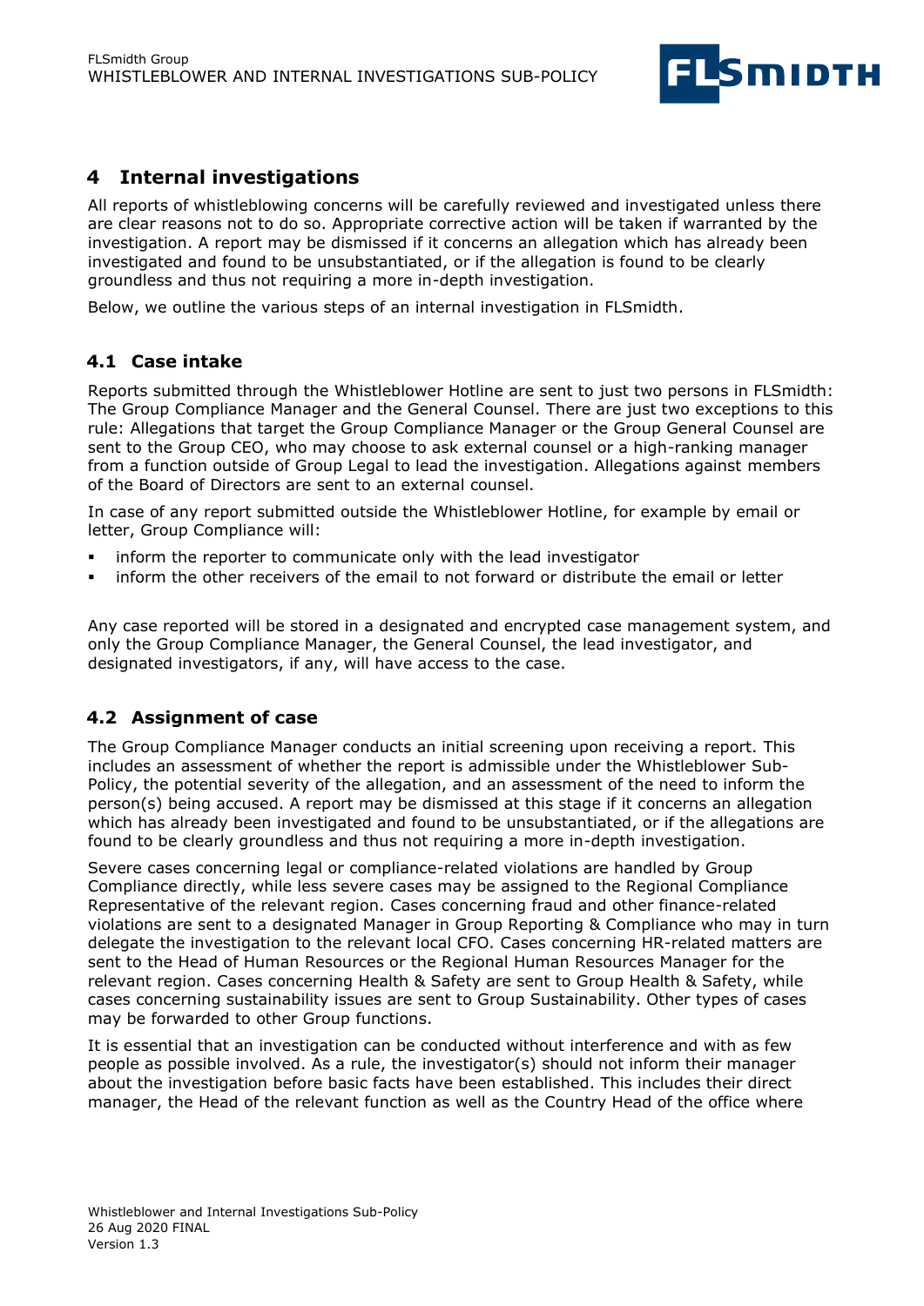## 4 Internal investigations

All reports of whistleblowing concerns will be carefully reviewed and investigated unless there are clear reasons not to do so. Appropriate corrective action will be taken if warranted by the investigation. A report may be dismissed if it concerns an allegation which has already been investigated and found to be unsubstantiated, or if the allegation is found to be clearly groundless and thus not requiring a more in-depth investigation.

Below, we outline the various steps of an internal investigation in FLSmidth.

### 4.1 Case intake

Reports submitted through the Whistleblower Hotline are sent to just two persons in FLSmidth: The Group Compliance Manager and the General Counsel. There are just two exceptions to this rule: Allegations that target the Group Compliance Manager or the Group General Counsel are sent to the Group CEO, who may choose to ask external counsel or a high-ranking manager from a function outside of Group Legal to lead the investigation. Allegations against members of the Board of Directors are sent to an external counsel.

In case of any report submitted outside the Whistleblower Hotline, for example by email or letter, Group Compliance will:

- inform the reporter to communicate only with the lead investigator
- inform the other receivers of the email to not forward or distribute the email or letter

Any case reported will be stored in a designated and encrypted case management system, and only the Group Compliance Manager, the General Counsel, the lead investigator, and designated investigators, if any, will have access to the case.

### 4.2 Assignment of case

The Group Compliance Manager conducts an initial screening upon receiving a report. This includes an assessment of whether the report is admissible under the Whistleblower Sub-Policy, the potential severity of the allegation, and an assessment of the need to inform the person(s) being accused. A report may be dismissed at this stage if it concerns an allegation which has already been investigated and found to be unsubstantiated, or if the allegations are found to be clearly groundless and thus not requiring a more in-depth investigation.

Severe cases concerning legal or compliance-related violations are handled by Group Compliance directly, while less severe cases may be assigned to the Regional Compliance Representative of the relevant region. Cases concerning fraud and other finance-related violations are sent to a designated Manager in Group Reporting & Compliance who may in turn delegate the investigation to the relevant local CFO. Cases concerning HR-related matters are sent to the Head of Human Resources or the Regional Human Resources Manager for the relevant region. Cases concerning Health & Safety are sent to Group Health & Safety, while cases concerning sustainability issues are sent to Group Sustainability. Other types of cases may be forwarded to other Group functions.

It is essential that an investigation can be conducted without interference and with as few people as possible involved. As a rule, the investigator(s) should not inform their manager about the investigation before basic facts have been established. This includes their direct manager, the Head of the relevant function as well as the Country Head of the office where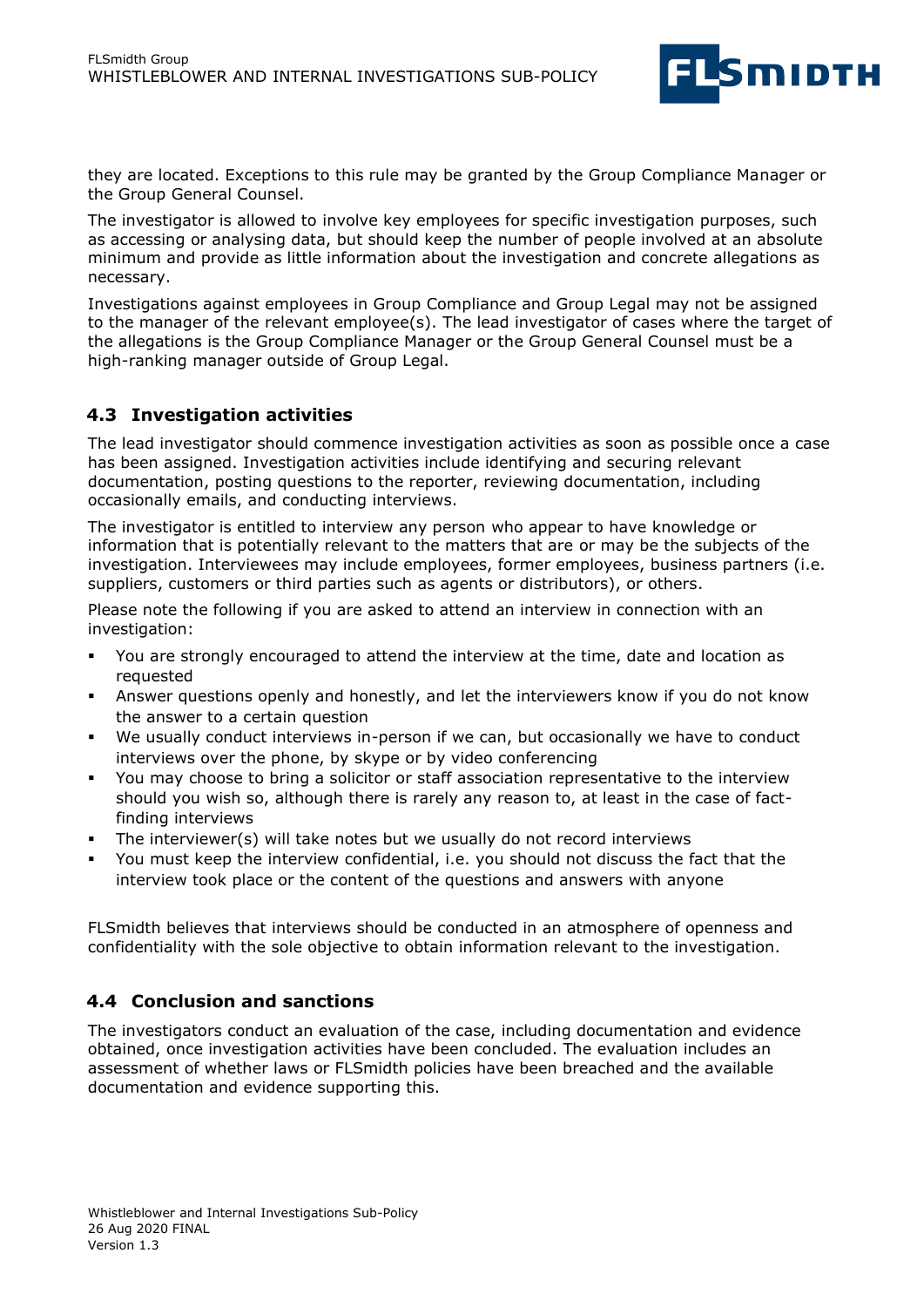they are located. Exceptions to this rule may be granted by the Group Compliance Manager or the Group General Counsel.

The investigator is allowed to involve key employees for specific investigation purposes, such as accessing or analysing data, but should keep the number of people involved at an absolute minimum and provide as little information about the investigation and concrete allegations as necessary.

Investigations against employees in Group Compliance and Group Legal may not be assigned to the manager of the relevant employee(s). The lead investigator of cases where the target of the allegations is the Group Compliance Manager or the Group General Counsel must be a high-ranking manager outside of Group Legal.

## 4.3 Investigation activities

The lead investigator should commence investigation activities as soon as possible once a case has been assigned. Investigation activities include identifying and securing relevant documentation, posting questions to the reporter, reviewing documentation, including occasionally emails, and conducting interviews.

The investigator is entitled to interview any person who appear to have knowledge or information that is potentially relevant to the matters that are or may be the subjects of the investigation. Interviewees may include employees, former employees, business partners (i.e. suppliers, customers or third parties such as agents or distributors), or others.

Please note the following if you are asked to attend an interview in connection with an investigation:

- You are strongly encouraged to attend the interview at the time, date and location as requested
- Answer questions openly and honestly, and let the interviewers know if you do not know the answer to a certain question
- We usually conduct interviews in-person if we can, but occasionally we have to conduct interviews over the phone, by skype or by video conferencing
- You may choose to bring a solicitor or staff association representative to the interview should you wish so, although there is rarely any reason to, at least in the case of fact-finding interviews
- The interviewer(s) will take notes but we usually do not record interviews
- You must keep the interview confidential, i.e. you should not discuss the fact that the interview took place or the content of the questions and answers with anyone

FLSmidth believes that interviews should be conducted in an atmosphere of openness and confidentiality with the sole objective to obtain information relevant to the investigation.

## 4.4 Conclusion and sanctions

The investigators conduct an evaluation of the case, including documentation and evidence obtained, once investigation activities have been concluded. The evaluation includes an assessment of whether laws or FLSmidth policies have been breached and the available documentation and evidence supporting this.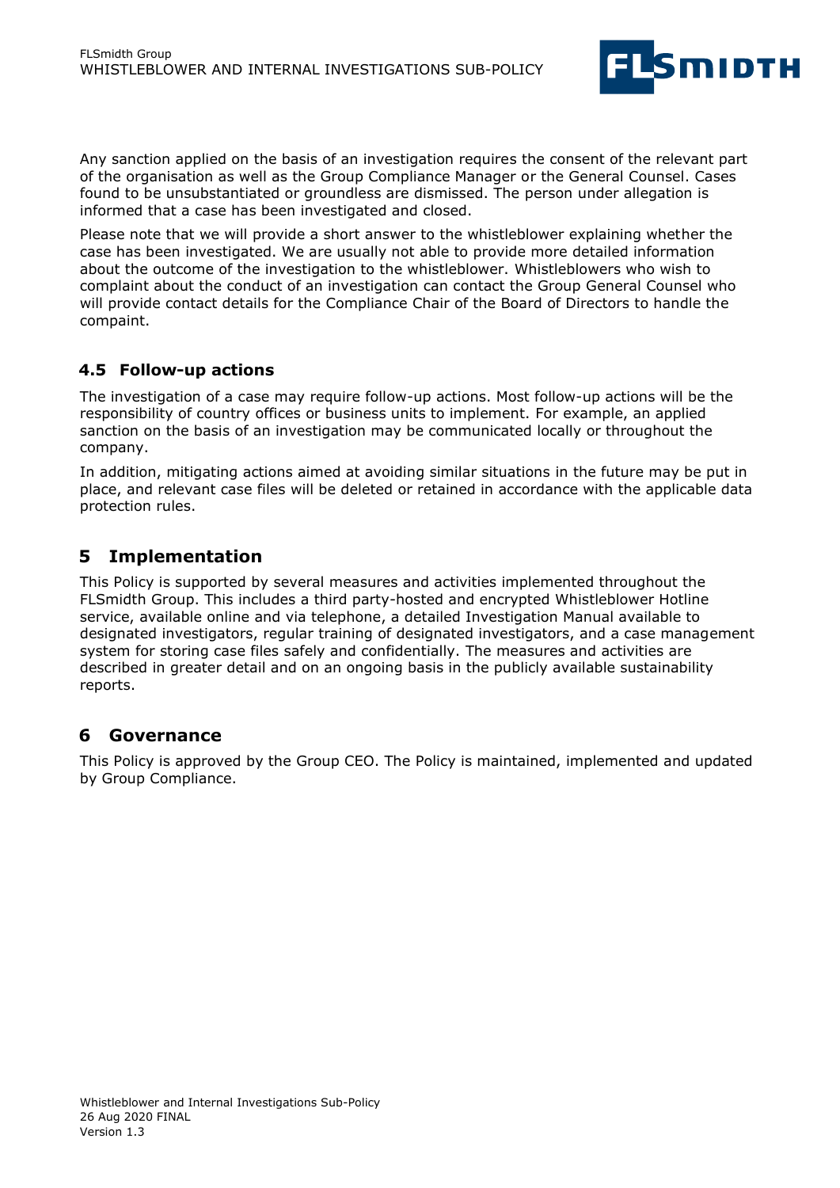Any sanction applied on the basis of an investigation requires the consent of the relevant part of the organisation as well as the Group Compliance Manager or the General Counsel. Cases found to be unsubstantiated or groundless are dismissed. The person under allegation is informed that a case has been investigated and closed.

Please note that we will provide a short answer to the whistleblower explaining whether the case has been investigated. We are usually not able to provide more detailed information about the outcome of the investigation to the whistleblower. Whistleblowers who wish to complaint about the conduct of an investigation can contact the Group General Counsel who will provide contact details for the Compliance Chair of the Board of Directors to handle the compaint.

### 4.5 Follow-up actions

The investigation of a case may require follow-up actions. Most follow-up actions will be the responsibility of country offices or business units to implement. For example, an applied sanction on the basis of an investigation may be communicated locally or throughout the company.

In addition, mitigating actions aimed at avoiding similar situations in the future may be put in place, and relevant case files will be deleted or retained in accordance with the applicable data protection rules.

## 5 Implementation

This Policy is supported by several measures and activities implemented throughout the FLSmidth Group. This includes a third party-hosted and encrypted Whistleblower Hotline service, available online and via telephone, a detailed Investigation Manual available to designated investigators, regular training of designated investigators, and a case management system for storing case files safely and confidentially. The measures and activities are described in greater detail and on an ongoing basis in the publicly available sustainability reports.

## 6 Governance

This Policy is approved by the Group CEO. The Policy is maintained, implemented and updated by Group Compliance.